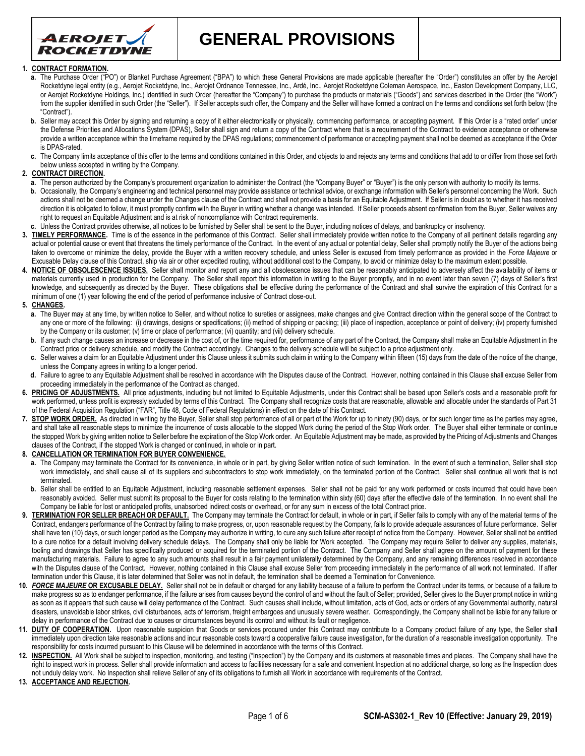# GENERAL PROVISIONS

1. **CONTRACT FORMATION.**
   - a. The Purchase Order ("PO") or Blanket Purchase Agreement ("BPA") to which these General Provisions are made applicable (hereafter the "Order") constitutes an offer by the Aerojet Rocketdyne legal entity (e.g., Aerojet Rocketdyne, Inc., Aerojet Ordnance Tennessee, Inc., Ardé, Inc., Aerojet Rocketdyne Coleman Aerospace, Inc., Easton Development Company, LLC, or Aerojet Rocketdyne Holdings, Inc.) identified in such Order (hereafter the "Company") to purchase the products or materials ("Goods") and services described in the Order (the "Work") from the supplier identified in such Order (the "Seller"). If Seller accepts such offer, the Company and the Seller will have formed a contract on the terms and conditions set forth below (the "Contract").
   - b. Seller may accept this Order by signing and returning a copy of it either electronically or physically, commencing performance, or accepting payment. If this Order is a "rated order" under the Defense Priorities and Allocations System (DPAS), Seller shall sign and return a copy of the Contract where that is a requirement of the Contract to evidence acceptance or otherwise provide a written acceptance within the timeframe required by the DPAS regulations; commencement of performance or accepting payment shall not be deemed as acceptance if the Order is DPAS-rated.
   - c. The Company limits acceptance of this offer to the terms and conditions contained in this Order, and objects to and rejects any terms and conditions that add to or differ from those set forth below unless accepted in writing by the Company.
2. **CONTRACT DIRECTION.**
   - a. The person authorized by the Company's procurement organization to administer the Contract (the "Company Buyer" or "Buyer") is the only person with authority to modify its terms.
   - b. Occasionally, the Company's engineering and technical personnel may provide assistance or technical advice, or exchange information with Seller's personnel concerning the Work. Such actions shall not be deemed a change under the Changes clause of the Contract and shall not provide a basis for an Equitable Adjustment. If Seller is in doubt as to whether it has received direction it is obligated to follow, it must promptly confirm with the Buyer in writing whether a change was intended. If Seller proceeds absent confirmation from the Buyer, Seller waives any right to request an Equitable Adjustment and is at risk of noncompliance with Contract requirements.
   - c. Unless the Contract provides otherwise, all notices to be furnished by Seller shall be sent to the Buyer, including notices of delays, and bankruptcy or insolvency.
3. **TIMELY PERFORMANCE.** Time is of the essence in the performance of this Contract. Seller shall immediately provide written notice to the Company of all pertinent details regarding any actual or potential cause or event that threatens the timely performance of the Contract. In the event of any actual or potential delay, Seller shall promptly notify the Buyer of the actions being taken to overcome or minimize the delay, provide the Buyer with a written recovery schedule, and unless Seller is excused from timely performance as provided in the *Force Majeure* or Excusable Delay clause of this Contract, ship via air or other expedited routing, without additional cost to the Company, to avoid or minimize delay to the maximum extent possible.
4. **NOTICE OF OBSOLESCENCE ISSUES.** Seller shall monitor and report any and all obsolescence issues that can be reasonably anticipated to adversely affect the availability of items or materials currently used in production for the Company. The Seller shall report this information in writing to the Buyer promptly, and in no event later than seven (7) days of Seller's first knowledge, and subsequently as directed by the Buyer. These obligations shall be effective during the performance of the Contract and shall survive the expiration of this Contract for a minimum of one (1) year following the end of the period of performance inclusive of Contract close-out.
5. **CHANGES.**
   - a. The Buyer may at any time, by written notice to Seller, and without notice to sureties or assignees, make changes and give Contract direction within the general scope of the Contract to any one or more of the following: (i) drawings, designs or specifications; (ii) method of shipping or packing; (iii) place of inspection, acceptance or point of delivery; (iv) property furnished by the Company or its customer; (v) time or place of performance; (vi) quantity; and (vii) delivery schedule.
   - b. If any such change causes an increase or decrease in the cost of, or the time required for, performance of any part of the Contract, the Company shall make an Equitable Adjustment in the Contract price or delivery schedule, and modify the Contract accordingly. Changes to the delivery schedule will be subject to a price adjustment only.
   - c. Seller waives a claim for an Equitable Adjustment under this Clause unless it submits such claim in writing to the Company within fifteen (15) days from the date of the notice of the change, unless the Company agrees in writing to a longer period.
   - d. Failure to agree to any Equitable Adjustment shall be resolved in accordance with the Disputes clause of the Contract. However, nothing contained in this Clause shall excuse Seller from proceeding immediately in the performance of the Contract as changed.
6. **PRICING OF ADJUSTMENTS.** All price adjustments, including but not limited to Equitable Adjustments, under this Contract shall be based upon Seller's costs and a reasonable profit for work performed, unless profit is expressly excluded by terms of this Contract. The Company shall recognize costs that are reasonable, allowable and allocable under the standards of Part 31 of the Federal Acquisition Regulation ("FAR", Title 48, Code of Federal Regulations) in effect on the date of this Contract.
7. **STOP WORK ORDER.** As directed in writing by the Buyer, Seller shall stop performance of all or part of the Work for up to ninety (90) days, or for such longer time as the parties may agree, and shall take all reasonable steps to minimize the incurrence of costs allocable to the stopped Work during the period of the Stop Work order. The Buyer shall either terminate or continue the stopped Work by giving written notice to Seller before the expiration of the Stop Work order. An Equitable Adjustment may be made, as provided by the Pricing of Adjustments and Changes clauses of the Contract, if the stopped Work is changed or continued, in whole or in part.
8. **CANCELLATION OR TERMINATION FOR BUYER CONVENIENCE.**
   - a. The Company may terminate the Contract for its convenience, in whole or in part, by giving Seller written notice of such termination. In the event of such a termination, Seller shall stop work immediately, and shall cause all of its suppliers and subcontractors to stop work immediately, on the terminated portion of the Contract. Seller shall continue all work that is not terminated.
   - b. Seller shall be entitled to an Equitable Adjustment, including reasonable settlement expenses. Seller shall not be paid for any work performed or costs incurred that could have been reasonably avoided. Seller must submit its proposal to the Buyer for costs relating to the termination within sixty (60) days after the effective date of the termination. In no event shall the Company be liable for lost or anticipated profits, unabsorbed indirect costs or overhead, or for any sum in excess of the total Contract price.
9. **TERMINATION FOR SELLER BREACH OR DEFAULT.** The Company may terminate the Contract for default, in whole or in part, if Seller fails to comply with any of the material terms of the Contract, endangers performance of the Contract by failing to make progress, or, upon reasonable request by the Company, fails to provide adequate assurances of future performance. Seller shall have ten (10) days, or such longer period as the Company may authorize in writing, to cure any such failure after receipt of notice from the Company. However, Seller shall not be entitled to a cure notice for a default involving delivery schedule delays. The Company shall only be liable for Work accepted. The Company may require Seller to deliver any supplies, materials, tooling and drawings that Seller has specifically produced or acquired for the terminated portion of the Contract. The Company and Seller shall agree on the amount of payment for these manufacturing materials. Failure to agree to any such amounts shall result in a fair payment unilaterally determined by the Company, and any remaining differences resolved in accordance with the Disputes clause of the Contract. However, nothing contained in this Clause shall excuse Seller from proceeding immediately in the performance of all work not terminated. If after termination under this Clause, it is later determined that Seller was not in default, the termination shall be deemed a Termination for Convenience.
10. ***FORCE MAJEURE* OR EXCUSABLE DELAY.** Seller shall not be in default or charged for any liability because of a failure to perform the Contract under its terms, or because of a failure to make progress so as to endanger performance, if the failure arises from causes beyond the control of and without the fault of Seller; provided, Seller gives to the Buyer prompt notice in writing as soon as it appears that such cause will delay performance of the Contract. Such causes shall include, without limitation, acts of God, acts or orders of any Governmental authority, natural disasters, unavoidable labor strikes, civil disturbances, acts of terrorism, freight embargoes and unusually severe weather. Correspondingly, the Company shall not be liable for any failure or delay in performance of the Contract due to causes or circumstances beyond its control and without its fault or negligence.
11. **DUTY OF COOPERATION.** Upon reasonable suspicion that Goods or services procured under this Contract may contribute to a Company product failure of any type, the Seller shall immediately upon direction take reasonable actions and incur reasonable costs toward a cooperative failure cause investigation, for the duration of a reasonable investigation opportunity. The responsibility for costs incurred pursuant to this Clause will be determined in accordance with the terms of this Contract.
12. **INSPECTION.** All Work shall be subject to inspection, monitoring, and testing ("Inspection") by the Company and its customers at reasonable times and places. The Company shall have the right to inspect work in process. Seller shall provide information and access to facilities necessary for a safe and convenient Inspection at no additional charge, so long as the Inspection does not unduly delay work. No Inspection shall relieve Seller of any of its obligations to furnish all Work in accordance with requirements of the Contract.
13. **ACCEPTANCE AND REJECTION.**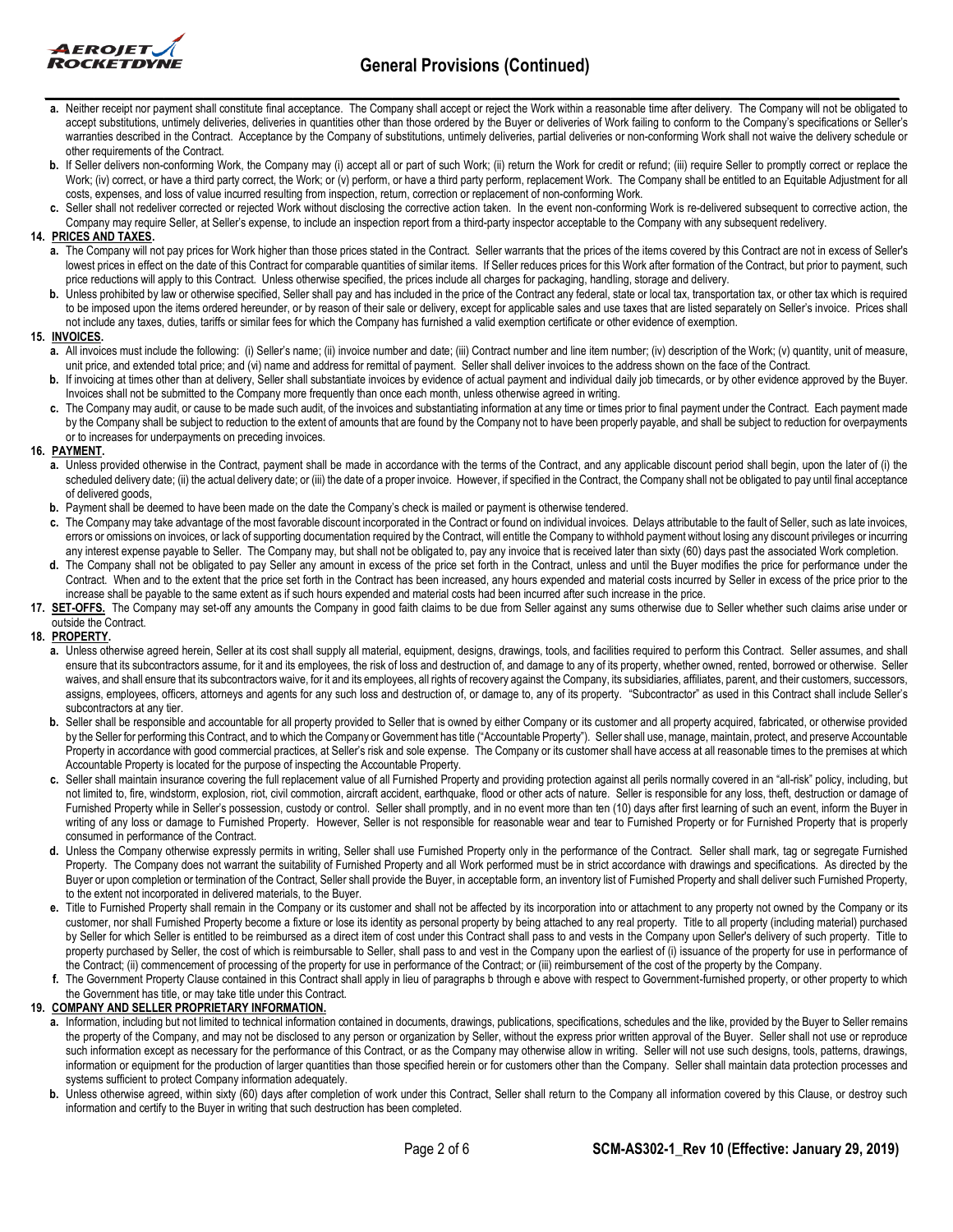a. Neither receipt nor payment shall constitute final acceptance. The Company shall accept or reject the Work within a reasonable time after delivery. The Company will not be obligated to accept substitutions, untimely deliveries, deliveries in quantities other than those ordered by the Buyer or deliveries of Work failing to conform to the Company's specifications or Seller's warranties described in the Contract. Acceptance by the Company of substitutions, untimely deliveries, partial deliveries or non-conforming Work shall not waive the delivery schedule or other requirements of the Contract.

b. If Seller delivers non-conforming Work, the Company may (i) accept all or part of such Work; (ii) return the Work for credit or refund; (iii) require Seller to promptly correct or replace the Work; (iv) correct, or have a third party correct, the Work; or (v) perform, or have a third party perform, replacement Work. The Company shall be entitled to an Equitable Adjustment for all costs, expenses, and loss of value incurred resulting from inspection, return, correction or replacement of non-conforming Work.

c. Seller shall not redeliver corrected or rejected Work without disclosing the corrective action taken. In the event non-conforming Work is re-delivered subsequent to corrective action, the Company may require Seller, at Seller's expense, to include an inspection report from a third-party inspector acceptable to the Company with any subsequent redelivery.

**14. PRICES AND TAXES.**

a. The Company will not pay prices for Work higher than those prices stated in the Contract. Seller warrants that the prices of the items covered by this Contract are not in excess of Seller's lowest prices in effect on the date of this Contract for comparable quantities of similar items. If Seller reduces prices for this Work after formation of the Contract, but prior to payment, such price reductions will apply to this Contract. Unless otherwise specified, the prices include all charges for packaging, handling, storage and delivery.

b. Unless prohibited by law or otherwise specified, Seller shall pay and has included in the price of the Contract any federal, state or local tax, transportation tax, or other tax which is required to be imposed upon the items ordered hereunder, or by reason of their sale or delivery, except for applicable sales and use taxes that are listed separately on Seller's invoice. Prices shall not include any taxes, duties, tariffs or similar fees for which the Company has furnished a valid exemption certificate or other evidence of exemption.

**15. INVOICES.**

a. All invoices must include the following: (i) Seller's name; (ii) invoice number and date; (iii) Contract number and line item number; (iv) description of the Work; (v) quantity, unit of measure, unit price, and extended total price; and (vi) name and address for remittal of payment. Seller shall deliver invoices to the address shown on the face of the Contract.

b. If invoicing at times other than at delivery, Seller shall substantiate invoices by evidence of actual payment and individual daily job timecards, or by other evidence approved by the Buyer. Invoices shall not be submitted to the Company more frequently than once each month, unless otherwise agreed in writing.

c. The Company may audit, or cause to be made such audit, of the invoices and substantiating information at any time or times prior to final payment under the Contract. Each payment made by the Company shall be subject to reduction to the extent of amounts that are found by the Company not to have been properly payable, and shall be subject to reduction for overpayments or to increases for underpayments on preceding invoices.

**16. PAYMENT.**

a. Unless provided otherwise in the Contract, payment shall be made in accordance with the terms of the Contract, and any applicable discount period shall begin, upon the later of (i) the scheduled delivery date; (ii) the actual delivery date; or (iii) the date of a proper invoice. However, if specified in the Contract, the Company shall not be obligated to pay until final acceptance of delivered goods,

b. Payment shall be deemed to have been made on the date the Company's check is mailed or payment is otherwise tendered.

c. The Company may take advantage of the most favorable discount incorporated in the Contract or found on individual invoices. Delays attributable to the fault of Seller, such as late invoices, errors or omissions on invoices, or lack of supporting documentation required by the Contract, will entitle the Company to withhold payment without losing any discount privileges or incurring any interest expense payable to Seller. The Company may, but shall not be obligated to, pay any invoice that is received later than sixty (60) days past the associated Work completion.

d. The Company shall not be obligated to pay Seller any amount in excess of the price set forth in the Contract, unless and until the Buyer modifies the price for performance under the Contract. When and to the extent that the price set forth in the Contract has been increased, any hours expended and material costs incurred by Seller in excess of the price prior to the increase shall be payable to the same extent as if such hours expended and material costs had been incurred after such increase in the price.

**17. SET-OFFS.** The Company may set-off any amounts the Company in good faith claims to be due from Seller against any sums otherwise due to Seller whether such claims arise under or outside the Contract.

**18. PROPERTY.**

a. Unless otherwise agreed herein, Seller at its cost shall supply all material, equipment, designs, drawings, tools, and facilities required to perform this Contract. Seller assumes, and shall ensure that its subcontractors assume, for it and its employees, the risk of loss and destruction of, and damage to any of its property, whether owned, rented, borrowed or otherwise. Seller waives, and shall ensure that its subcontractors waive, for it and its employees, all rights of recovery against the Company, its subsidiaries, affiliates, parent, and their customers, successors, assigns, employees, officers, attorneys and agents for any such loss and destruction of, or damage to, any of its property. "Subcontractor" as used in this Contract shall include Seller's subcontractors at any tier.

b. Seller shall be responsible and accountable for all property provided to Seller that is owned by either Company or its customer and all property acquired, fabricated, or otherwise provided by the Seller for performing this Contract, and to which the Company or Government has title ("Accountable Property"). Seller shall use, manage, maintain, protect, and preserve Accountable Property in accordance with good commercial practices, at Seller's risk and sole expense. The Company or its customer shall have access at all reasonable times to the premises at which Accountable Property is located for the purpose of inspecting the Accountable Property.

c. Seller shall maintain insurance covering the full replacement value of all Furnished Property and providing protection against all perils normally covered in an "all-risk" policy, including, but not limited to, fire, windstorm, explosion, riot, civil commotion, aircraft accident, earthquake, flood or other acts of nature. Seller is responsible for any loss, theft, destruction or damage of Furnished Property while in Seller's possession, custody or control. Seller shall promptly, and in no event more than ten (10) days after first learning of such an event, inform the Buyer in writing of any loss or damage to Furnished Property. However, Seller is not responsible for reasonable wear and tear to Furnished Property or for Furnished Property that is properly consumed in performance of the Contract.

d. Unless the Company otherwise expressly permits in writing, Seller shall use Furnished Property only in the performance of the Contract. Seller shall mark, tag or segregate Furnished Property. The Company does not warrant the suitability of Furnished Property and all Work performed must be in strict accordance with drawings and specifications. As directed by the Buyer or upon completion or termination of the Contract, Seller shall provide the Buyer, in acceptable form, an inventory list of Furnished Property and shall deliver such Furnished Property, to the extent not incorporated in delivered materials, to the Buyer.

e. Title to Furnished Property shall remain in the Company or its customer and shall not be affected by its incorporation into or attachment to any property not owned by the Company or its customer, nor shall Furnished Property become a fixture or lose its identity as personal property by being attached to any real property. Title to all property (including material) purchased by Seller for which Seller is entitled to be reimbursed as a direct item of cost under this Contract shall pass to and vests in the Company upon Seller's delivery of such property. Title to property purchased by Seller, the cost of which is reimbursable to Seller, shall pass to and vest in the Company upon the earliest of (i) issuance of the property for use in performance of the Contract; (ii) commencement of processing of the property for use in performance of the Contract; or (iii) reimbursement of the cost of the property by the Company.

f. The Government Property Clause contained in this Contract shall apply in lieu of paragraphs b through e above with respect to Government-furnished property, or other property to which the Government has title, or may take title under this Contract.

**19. COMPANY AND SELLER PROPRIETARY INFORMATION.**

a. Information, including but not limited to technical information contained in documents, drawings, publications, specifications, schedules and the like, provided by the Buyer to Seller remains the property of the Company, and may not be disclosed to any person or organization by Seller, without the express prior written approval of the Buyer. Seller shall not use or reproduce such information except as necessary for the performance of this Contract, or as the Company may otherwise allow in writing. Seller will not use such designs, tools, patterns, drawings, information or equipment for the production of larger quantities than those specified herein or for customers other than the Company. Seller shall maintain data protection processes and systems sufficient to protect Company information adequately.

b. Unless otherwise agreed, within sixty (60) days after completion of work under this Contract, Seller shall return to the Company all information covered by this Clause, or destroy such information and certify to the Buyer in writing that such destruction has been completed.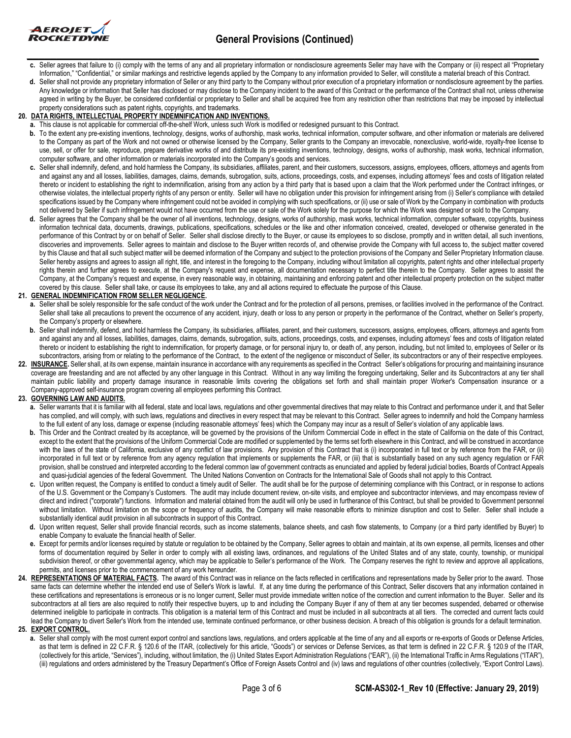- **c.** Seller agrees that failure to (i) comply with the terms of any and all proprietary information or nondisclosure agreements Seller may have with the Company or (ii) respect all "Proprietary Information," "Confidential," or similar markings and restrictive legends applied by the Company to any information provided to Seller, will constitute a material breach of this Contract.
- **d.** Seller shall not provide any proprietary information of Seller or any third party to the Company without prior execution of a proprietary information or nondisclosure agreement by the parties. Any knowledge or information that Seller has disclosed or may disclose to the Company incident to the award of this Contract or the performance of the Contract shall not, unless otherwise agreed in writing by the Buyer, be considered confidential or proprietary to Seller and shall be acquired free from any restriction other than restrictions that may be imposed by intellectual property considerations such as patent rights, copyrights, and trademarks.

**20. DATA RIGHTS, INTELLECTUAL PROPERTY INDEMNIFICATION AND INVENTIONS.**

- **a.** This clause is not applicable for commercial off-the-shelf Work, unless such Work is modified or redesigned pursuant to this Contract.
- **b.** To the extent any pre-existing inventions, technology, designs, works of authorship, mask works, technical information, computer software, and other information or materials are delivered to the Company as part of the Work and not owned or otherwise licensed by the Company, Seller grants to the Company an irrevocable, nonexclusive, world-wide, royalty-free license to use, sell, or offer for sale, reproduce, prepare derivative works of and distribute its pre-existing inventions, technology, designs, works of authorship, mask works, technical information, computer software, and other information or materials incorporated into the Company's goods and services.
- **c.** Seller shall indemnify, defend, and hold harmless the Company, its subsidiaries, affiliates, parent, and their customers, successors, assigns, employees, officers, attorneys and agents from and against any and all losses, liabilities, damages, claims, demands, subrogation, suits, actions, proceedings, costs, and expenses, including attorneys' fees and costs of litigation related thereto or incident to establishing the right to indemnification, arising from any action by a third party that is based upon a claim that the Work performed under the Contract infringes, or otherwise violates, the intellectual property rights of any person or entity. Seller will have no obligation under this provision for infringement arising from (i) Seller's compliance with detailed specifications issued by the Company where infringement could not be avoided in complying with such specifications, or (ii) use or sale of Work by the Company in combination with products not delivered by Seller if such infringement would not have occurred from the use or sale of the Work solely for the purpose for which the Work was designed or sold to the Company.
- **d.** Seller agrees that the Company shall be the owner of all inventions, technology, designs, works of authorship, mask works, technical information, computer software, copyrights, business information technical data, documents, drawings, publications, specifications, schedules or the like and other information conceived, created, developed or otherwise generated in the performance of this Contract by or on behalf of Seller. Seller shall disclose directly to the Buyer, or cause its employees to so disclose, promptly and in written detail, all such inventions, discoveries and improvements. Seller agrees to maintain and disclose to the Buyer written records of, and otherwise provide the Company with full access to, the subject matter covered by this Clause and that all such subject matter will be deemed information of the Company and subject to the protection provisions of the Company and Seller Proprietary Information clause. Seller hereby assigns and agrees to assign all right, title, and interest in the foregoing to the Company, including without limitation all copyrights, patent rights and other intellectual property rights therein and further agrees to execute, at the Company's request and expense, all documentation necessary to perfect title therein to the Company. Seller agrees to assist the Company, at the Company's request and expense, in every reasonable way, in obtaining, maintaining and enforcing patent and other intellectual property protection on the subject matter covered by this clause. Seller shall take, or cause its employees to take, any and all actions required to effectuate the purpose of this Clause.

**21. GENERAL INDEMNIFICATION FROM SELLER NEGLIGENCE.**

- **a.** Seller shall be solely responsible for the safe conduct of the work under the Contract and for the protection of all persons, premises, or facilities involved in the performance of the Contract. Seller shall take all precautions to prevent the occurrence of any accident, injury, death or loss to any person or property in the performance of the Contract, whether on Seller's property, the Company's property or elsewhere.
- **b.** Seller shall indemnify, defend, and hold harmless the Company, its subsidiaries, affiliates, parent, and their customers, successors, assigns, employees, officers, attorneys and agents from and against any and all losses, liabilities, damages, claims, demands, subrogation, suits, actions, proceedings, costs, and expenses, including attorneys' fees and costs of litigation related thereto or incident to establishing the right to indemnification, for property damage, or for personal injury to, or death of, any person, including, but not limited to, employees of Seller or its subcontractors, arising from or relating to the performance of the Contract, to the extent of the negligence or misconduct of Seller, its subcontractors or any of their respective employees.

**22. INSURANCE.** Seller shall, at its own expense, maintain insurance in accordance with any requirements as specified in the Contract Seller's obligations for procuring and maintaining insurance coverage are freestanding and are not affected by any other language in this Contract. Without in any way limiting the foregoing undertaking, Seller and its Subcontractors at any tier shall maintain public liability and property damage insurance in reasonable limits covering the obligations set forth and shall maintain proper Worker's Compensation insurance or a Company-approved self-insurance program covering all employees performing this Contract.

**23. GOVERNING LAW AND AUDITS.**

- **a.** Seller warrants that it is familiar with all federal, state and local laws, regulations and other governmental directives that may relate to this Contract and performance under it, and that Seller has complied, and will comply, with such laws, regulations and directives in every respect that may be relevant to this Contract. Seller agrees to indemnify and hold the Company harmless to the full extent of any loss, damage or expense (including reasonable attorneys' fees) which the Company may incur as a result of Seller's violation of any applicable laws.
- **b.** This Order and the Contract created by its acceptance, will be governed by the provisions of the Uniform Commercial Code in effect in the state of California on the date of this Contract, except to the extent that the provisions of the Uniform Commercial Code are modified or supplemented by the terms set forth elsewhere in this Contract, and will be construed in accordance with the laws of the state of California, exclusive of any conflict of law provisions. Any provision of this Contract that is (i) incorporated in full text or by reference from the FAR, or (ii) incorporated in full text or by reference from any agency regulation that implements or supplements the FAR, or (iii) that is substantially based on any such agency regulation or FAR provision, shall be construed and interpreted according to the federal common law of government contracts as enunciated and applied by federal judicial bodies, Boards of Contract Appeals and quasi-judicial agencies of the federal Government. The United Nations Convention on Contracts for the International Sale of Goods shall not apply to this Contract.
- **c.** Upon written request, the Company is entitled to conduct a timely audit of Seller. The audit shall be for the purpose of determining compliance with this Contract, or in response to actions of the U.S. Government or the Company's Customers. The audit may include document review, on-site visits, and employee and subcontractor interviews, and may encompass review of direct and indirect ("corporate") functions. Information and material obtained from the audit will only be used in furtherance of this Contract, but shall be provided to Government personnel without limitation. Without limitation on the scope or frequency of audits, the Company will make reasonable efforts to minimize disruption and cost to Seller. Seller shall include a substantially identical audit provision in all subcontracts in support of this Contract.
- **d.** Upon written request, Seller shall provide financial records, such as income statements, balance sheets, and cash flow statements, to Company (or a third party identified by Buyer) to enable Company to evaluate the financial health of Seller.
- **e.** Except for permits and/or licenses required by statute or regulation to be obtained by the Company, Seller agrees to obtain and maintain, at its own expense, all permits, licenses and other forms of documentation required by Seller in order to comply with all existing laws, ordinances, and regulations of the United States and of any state, county, township, or municipal subdivision thereof, or other governmental agency, which may be applicable to Seller's performance of the Work. The Company reserves the right to review and approve all applications, permits, and licenses prior to the commencement of any work hereunder.

**24. REPRESENTATIONS OF MATERIAL FACTS.** The award of this Contract was in reliance on the facts reflected in certifications and representations made by Seller prior to the award. Those same facts can determine whether the intended end use of Seller's Work is lawful. If, at any time during the performance of this Contract, Seller discovers that any information contained in these certifications and representations is erroneous or is no longer current, Seller must provide immediate written notice of the correction and current information to the Buyer. Seller and its subcontractors at all tiers are also required to notify their respective buyers, up to and including the Company Buyer if any of them at any tier becomes suspended, debarred or otherwise determined ineligible to participate in contracts. This obligation is a material term of this Contract and must be included in all subcontracts at all tiers. The corrected and current facts could lead the Company to divert Seller's Work from the intended use, terminate continued performance, or other business decision. A breach of this obligation is grounds for a default termination.

**25. EXPORT CONTROL.**

- **a.** Seller shall comply with the most current export control and sanctions laws, regulations, and orders applicable at the time of any and all exports or re-exports of Goods or Defense Articles, as that term is defined in 22 C.F.R. § 120.6 of the ITAR, (collectively for this article, "Goods") or services or Defense Services, as that term is defined in 22 C.F.R. § 120.9 of the ITAR, (collectively for this article, "Services"), including, without limitation, the (i) United States Export Administration Regulations ("EAR"), (ii) the International Traffic in Arms Regulations ("ITAR"), (iii) regulations and orders administered by the Treasury Department's Office of Foreign Assets Control and (iv) laws and regulations of other countries (collectively, "Export Control Laws).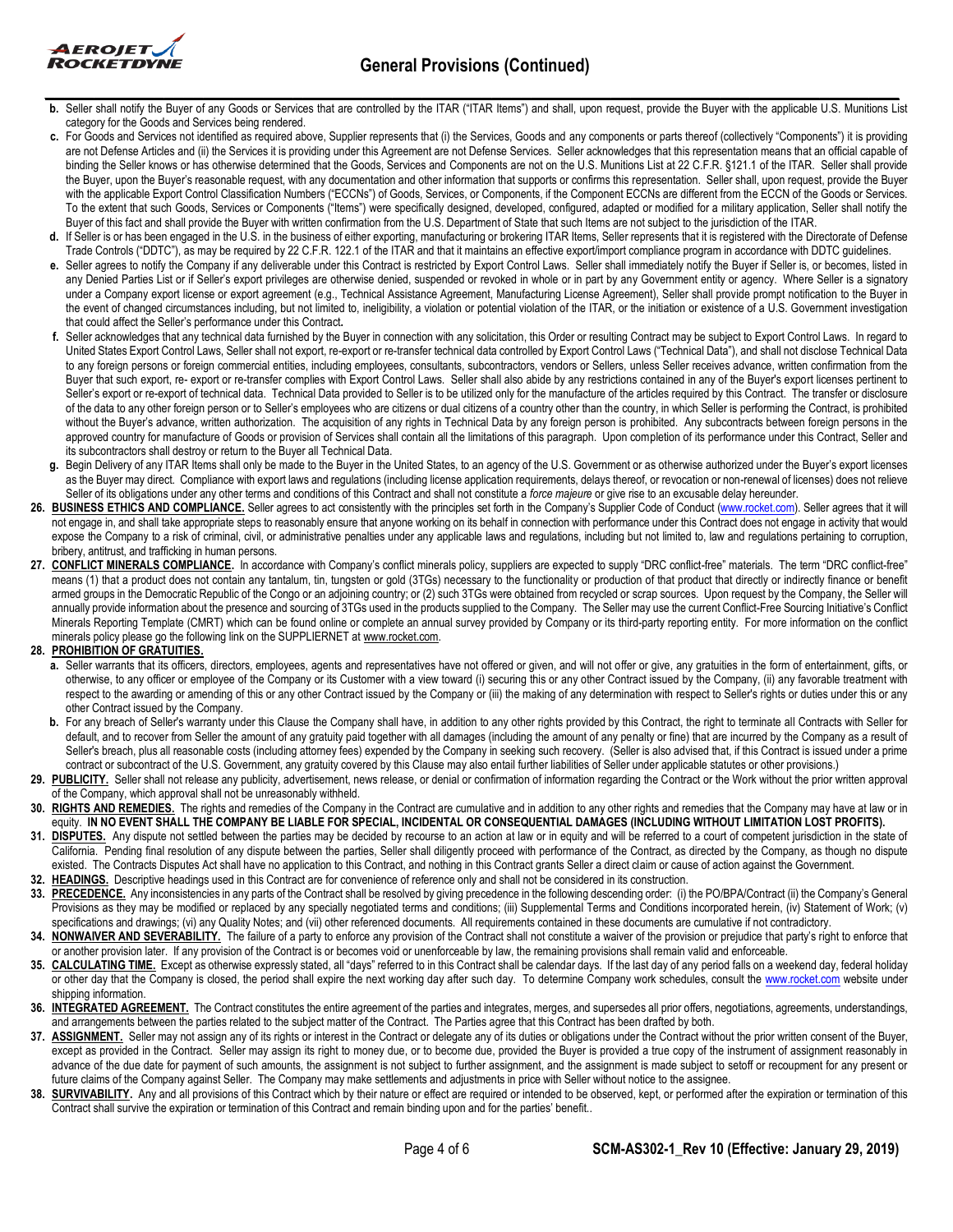b. Seller shall notify the Buyer of any Goods or Services that are controlled by the ITAR ("ITAR Items") and shall, upon request, provide the Buyer with the applicable U.S. Munitions List category for the Goods and Services being rendered.

c. For Goods and Services not identified as required above, Supplier represents that (i) the Services, Goods and any components or parts thereof (collectively "Components") it is providing are not Defense Articles and (ii) the Services it is providing under this Agreement are not Defense Services. Seller acknowledges that this representation means that an official capable of binding the Seller knows or has otherwise determined that the Goods, Services and Components are not on the U.S. Munitions List at 22 C.F.R. §121.1 of the ITAR. Seller shall provide the Buyer, upon the Buyer's reasonable request, with any documentation and other information that supports or confirms this representation. Seller shall, upon request, provide the Buyer with the applicable Export Control Classification Numbers ("ECCNs") of Goods, Services, or Components, if the Component ECCNs are different from the ECCN of the Goods or Services. To the extent that such Goods, Services or Components ("Items") were specifically designed, developed, configured, adapted or modified for a military application, Seller shall notify the Buyer of this fact and shall provide the Buyer with written confirmation from the U.S. Department of State that such Items are not subject to the jurisdiction of the ITAR.

d. If Seller is or has been engaged in the U.S. in the business of either exporting, manufacturing or brokering ITAR Items, Seller represents that it is registered with the Directorate of Defense Trade Controls ("DDTC"), as may be required by 22 C.F.R. 122.1 of the ITAR and that it maintains an effective export/import compliance program in accordance with DDTC guidelines.

e. Seller agrees to notify the Company if any deliverable under this Contract is restricted by Export Control Laws. Seller shall immediately notify the Buyer if Seller is, or becomes, listed in any Denied Parties List or if Seller's export privileges are otherwise denied, suspended or revoked in whole or in part by any Government entity or agency. Where Seller is a signatory under a Company export license or export agreement (e.g., Technical Assistance Agreement, Manufacturing License Agreement), Seller shall provide prompt notification to the Buyer in the event of changed circumstances including, but not limited to, ineligibility, a violation or potential violation of the ITAR, or the initiation or existence of a U.S. Government investigation that could affect the Seller's performance under this Contract.

f. Seller acknowledges that any technical data furnished by the Buyer in connection with any solicitation, this Order or resulting Contract may be subject to Export Control Laws. In regard to United States Export Control Laws, Seller shall not export, re-export or re-transfer technical data controlled by Export Control Laws ("Technical Data"), and shall not disclose Technical Data to any foreign persons or foreign commercial entities, including employees, consultants, subcontractors, vendors or Sellers, unless Seller receives advance, written confirmation from the Buyer that such export, re- export or re-transfer complies with Export Control Laws. Seller shall also abide by any restrictions contained in any of the Buyer's export licenses pertinent to Seller's export or re-export of technical data. Technical Data provided to Seller is to be utilized only for the manufacture of the articles required by this Contract. The transfer or disclosure of the data to any other foreign person or to Seller's employees who are citizens or dual citizens of a country other than the country, in which Seller is performing the Contract, is prohibited without the Buyer's advance, written authorization. The acquisition of any rights in Technical Data by any foreign person is prohibited. Any subcontracts between foreign persons in the approved country for manufacture of Goods or provision of Services shall contain all the limitations of this paragraph. Upon completion of its performance under this Contract, Seller and its subcontractors shall destroy or return to the Buyer all Technical Data.

g. Begin Delivery of any ITAR Items shall only be made to the Buyer in the United States, to an agency of the U.S. Government or as otherwise authorized under the Buyer's export licenses as the Buyer may direct. Compliance with export laws and regulations (including license application requirements, delays thereof, or revocation or non-renewal of licenses) does not relieve Seller of its obligations under any other terms and conditions of this Contract and shall not constitute a *force majeure* or give rise to an excusable delay hereunder.

26. **BUSINESS ETHICS AND COMPLIANCE.** Seller agrees to act consistently with the principles set forth in the Company's Supplier Code of Conduct (www.rocket.com). Seller agrees that it will not engage in, and shall take appropriate steps to reasonably ensure that anyone working on its behalf in connection with performance under this Contract does not engage in activity that would expose the Company to a risk of criminal, civil, or administrative penalties under any applicable laws and regulations, including but not limited to, law and regulations pertaining to corruption, bribery, antitrust, and trafficking in human persons.

27. **CONFLICT MINERALS COMPLIANCE.** In accordance with Company's conflict minerals policy, suppliers are expected to supply "DRC conflict-free" materials. The term "DRC conflict-free" means (1) that a product does not contain any tantalum, tin, tungsten or gold (3TGs) necessary to the functionality or production of that product that directly or indirectly finance or benefit armed groups in the Democratic Republic of the Congo or an adjoining country; or (2) such 3TGs were obtained from recycled or scrap sources. Upon request by the Company, the Seller will annually provide information about the presence and sourcing of 3TGs used in the products supplied to the Company. The Seller may use the current Conflict-Free Sourcing Initiative's Conflict Minerals Reporting Template (CMRT) which can be found online or complete an annual survey provided by Company or its third-party reporting entity. For more information on the conflict minerals policy please go the following link on the SUPPLIERNET at www.rocket.com.

28. **PROHIBITION OF GRATUITIES.**

a. Seller warrants that its officers, directors, employees, agents and representatives have not offered or given, and will not offer or give, any gratuities in the form of entertainment, gifts, or otherwise, to any officer or employee of the Company or its Customer with a view toward (i) securing this or any other Contract issued by the Company, (ii) any favorable treatment with respect to the awarding or amending of this or any other Contract issued by the Company or (iii) the making of any determination with respect to Seller's rights or duties under this or any other Contract issued by the Company.

b. For any breach of Seller's warranty under this Clause the Company shall have, in addition to any other rights provided by this Contract, the right to terminate all Contracts with Seller for default, and to recover from Seller the amount of any gratuity paid together with all damages (including the amount of any penalty or fine) that are incurred by the Company as a result of Seller's breach, plus all reasonable costs (including attorney fees) expended by the Company in seeking such recovery. (Seller is also advised that, if this Contract is issued under a prime contract or subcontract of the U.S. Government, any gratuity covered by this Clause may also entail further liabilities of Seller under applicable statutes or other provisions.)

29. **PUBLICITY.** Seller shall not release any publicity, advertisement, news release, or denial or confirmation of information regarding the Contract or the Work without the prior written approval of the Company, which approval shall not be unreasonably withheld.

30. **RIGHTS AND REMEDIES.** The rights and remedies of the Company in the Contract are cumulative and in addition to any other rights and remedies that the Company may have at law or in equity. **IN NO EVENT SHALL THE COMPANY BE LIABLE FOR SPECIAL, INCIDENTAL OR CONSEQUENTIAL DAMAGES (INCLUDING WITHOUT LIMITATION LOST PROFITS).**

31. **DISPUTES.** Any dispute not settled between the parties may be decided by recourse to an action at law or in equity and will be referred to a court of competent jurisdiction in the state of California. Pending final resolution of any dispute between the parties, Seller shall diligently proceed with performance of the Contract, as directed by the Company, as though no dispute existed. The Contracts Disputes Act shall have no application to this Contract, and nothing in this Contract grants Seller a direct claim or cause of action against the Government.

32. **HEADINGS.** Descriptive headings used in this Contract are for convenience of reference only and shall not be considered in its construction.

33. **PRECEDENCE.** Any inconsistencies in any parts of the Contract shall be resolved by giving precedence in the following descending order: (i) the PO/BPA/Contract (ii) the Company's General Provisions as they may be modified or replaced by any specially negotiated terms and conditions; (iii) Supplemental Terms and Conditions incorporated herein, (iv) Statement of Work; (v) specifications and drawings; (vi) any Quality Notes; and (vii) other referenced documents. All requirements contained in these documents are cumulative if not contradictory.

34. **NONWAIVER AND SEVERABILITY.** The failure of a party to enforce any provision of the Contract shall not constitute a waiver of the provision or prejudice that party's right to enforce that or another provision later. If any provision of the Contract is or becomes void or unenforceable by law, the remaining provisions shall remain valid and enforceable.

35. **CALCULATING TIME.** Except as otherwise expressly stated, all "days" referred to in this Contract shall be calendar days. If the last day of any period falls on a weekend day, federal holiday or other day that the Company is closed, the period shall expire the next working day after such day. To determine Company work schedules, consult the www.rocket.com website under shipping information.

36. **INTEGRATED AGREEMENT.** The Contract constitutes the entire agreement of the parties and integrates, merges, and supersedes all prior offers, negotiations, agreements, understandings, and arrangements between the parties related to the subject matter of the Contract. The Parties agree that this Contract has been drafted by both.

37. **ASSIGNMENT.** Seller may not assign any of its rights or interest in the Contract or delegate any of its duties or obligations under the Contract without the prior written consent of the Buyer, except as provided in the Contract. Seller may assign its right to money due, or to become due, provided the Buyer is provided a true copy of the instrument of assignment reasonably in advance of the due date for payment of such amounts, the assignment is not subject to further assignment, and the assignment is made subject to setoff or recoupment for any present or future claims of the Company against Seller. The Company may make settlements and adjustments in price with Seller without notice to the assignee.

38. **SURVIVABILITY.** Any and all provisions of this Contract which by their nature or effect are required or intended to be observed, kept, or performed after the expiration or termination of this Contract shall survive the expiration or termination of this Contract and remain binding upon and for the parties' benefit..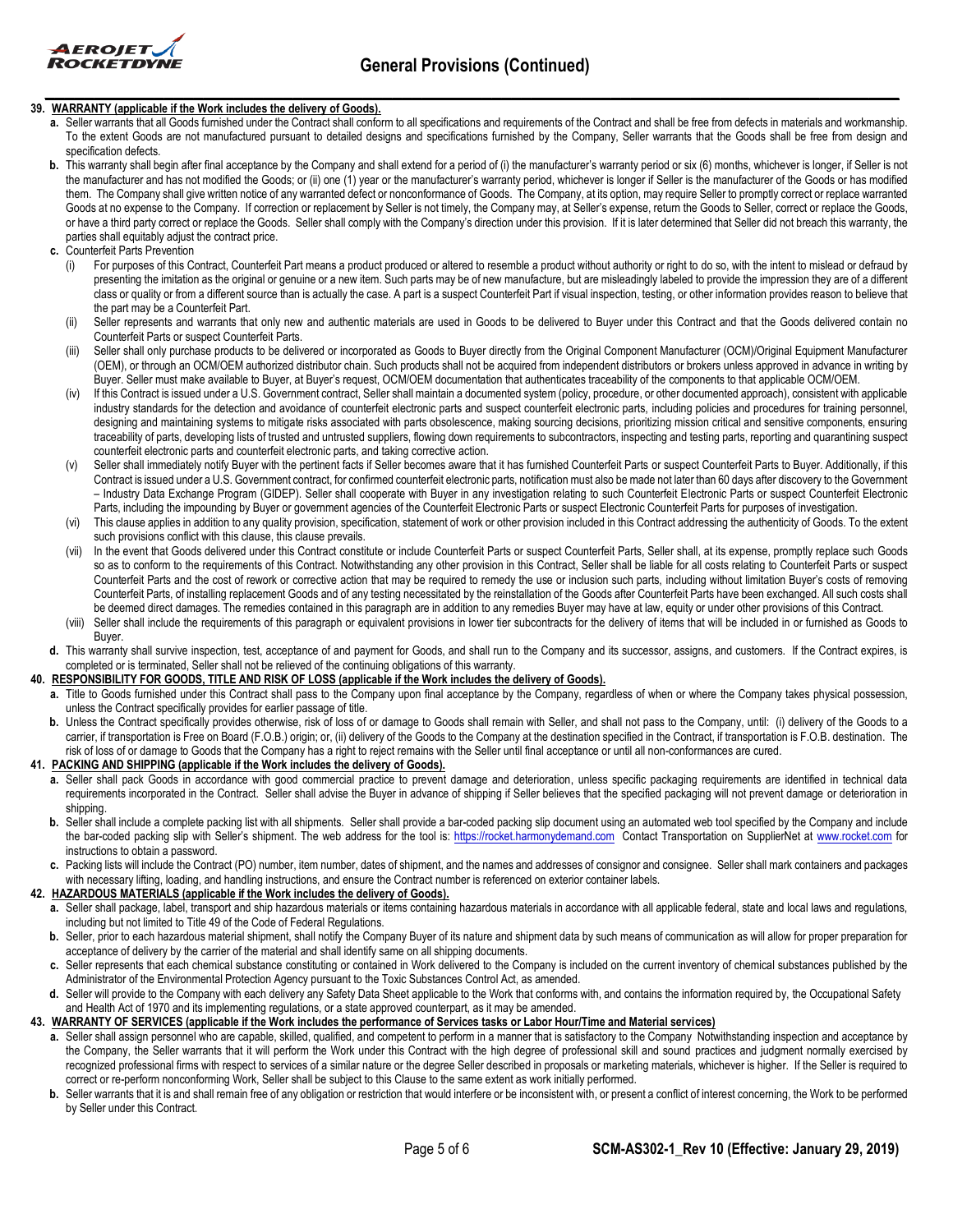# General Provisions (Continued)

**39. WARRANTY (applicable if the Work includes the delivery of Goods).**

**a.** Seller warrants that all Goods furnished under the Contract shall conform to all specifications and requirements of the Contract and shall be free from defects in materials and workmanship. To the extent Goods are not manufactured pursuant to detailed designs and specifications furnished by the Company, Seller warrants that the Goods shall be free from design and specification defects.

**b.** This warranty shall begin after final acceptance by the Company and shall extend for a period of (i) the manufacturer's warranty period or six (6) months, whichever is longer, if Seller is not the manufacturer and has not modified the Goods; or (ii) one (1) year or the manufacturer's warranty period, whichever is longer if Seller is the manufacturer of the Goods or has modified them. The Company shall give written notice of any warranted defect or nonconformance of Goods. The Company, at its option, may require Seller to promptly correct or replace warranted Goods at no expense to the Company. If correction or replacement by Seller is not timely, the Company may, at Seller's expense, return the Goods to Seller, correct or replace the Goods, or have a third party correct or replace the Goods. Seller shall comply with the Company's direction under this provision. If it is later determined that Seller did not breach this warranty, the parties shall equitably adjust the contract price.

**c.** Counterfeit Parts Prevention

(i) For purposes of this Contract, Counterfeit Part means a product produced or altered to resemble a product without authority or right to do so, with the intent to mislead or defraud by presenting the imitation as the original or genuine or a new item. Such parts may be of new manufacture, but are misleadingly labeled to provide the impression they are of a different class or quality or from a different source than is actually the case. A part is a suspect Counterfeit Part if visual inspection, testing, or other information provides reason to believe that the part may be a Counterfeit Part.

(ii) Seller represents and warrants that only new and authentic materials are used in Goods to be delivered to Buyer under this Contract and that the Goods delivered contain no Counterfeit Parts or suspect Counterfeit Parts.

(iii) Seller shall only purchase products to be delivered or incorporated as Goods to Buyer directly from the Original Component Manufacturer (OCM)/Original Equipment Manufacturer (OEM), or through an OCM/OEM authorized distributor chain. Such products shall not be acquired from independent distributors or brokers unless approved in advance in writing by Buyer. Seller must make available to Buyer, at Buyer's request, OCM/OEM documentation that authenticates traceability of the components to that applicable OCM/OEM.

(iv) If this Contract is issued under a U.S. Government contract, Seller shall maintain a documented system (policy, procedure, or other documented approach), consistent with applicable industry standards for the detection and avoidance of counterfeit electronic parts and suspect counterfeit electronic parts, including policies and procedures for training personnel, designing and maintaining systems to mitigate risks associated with parts obsolescence, making sourcing decisions, prioritizing mission critical and sensitive components, ensuring traceability of parts, developing lists of trusted and untrusted suppliers, flowing down requirements to subcontractors, inspecting and testing parts, reporting and quarantining suspect counterfeit electronic parts and counterfeit electronic parts, and taking corrective action.

(v) Seller shall immediately notify Buyer with the pertinent facts if Seller becomes aware that it has furnished Counterfeit Parts or suspect Counterfeit Parts to Buyer. Additionally, if this Contract is issued under a U.S. Government contract, for confirmed counterfeit electronic parts, notification must also be made not later than 60 days after discovery to the Government – Industry Data Exchange Program (GIDEP). Seller shall cooperate with Buyer in any investigation relating to such Counterfeit Electronic Parts or suspect Counterfeit Electronic Parts, including the impounding by Buyer or government agencies of the Counterfeit Electronic Parts or suspect Electronic Counterfeit Parts for purposes of investigation.

(vi) This clause applies in addition to any quality provision, specification, statement of work or other provision included in this Contract addressing the authenticity of Goods. To the extent such provisions conflict with this clause, this clause prevails.

(vii) In the event that Goods delivered under this Contract constitute or include Counterfeit Parts or suspect Counterfeit Parts, Seller shall, at its expense, promptly replace such Goods so as to conform to the requirements of this Contract. Notwithstanding any other provision in this Contract, Seller shall be liable for all costs relating to Counterfeit Parts or suspect Counterfeit Parts and the cost of rework or corrective action that may be required to remedy the use or inclusion such parts, including without limitation Buyer's costs of removing Counterfeit Parts, of installing replacement Goods and of any testing necessitated by the reinstallation of the Goods after Counterfeit Parts have been exchanged. All such costs shall be deemed direct damages. The remedies contained in this paragraph are in addition to any remedies Buyer may have at law, equity or under other provisions of this Contract.

(viii) Seller shall include the requirements of this paragraph or equivalent provisions in lower tier subcontracts for the delivery of items that will be included in or furnished as Goods to Buyer.

**d.** This warranty shall survive inspection, test, acceptance of and payment for Goods, and shall run to the Company and its successor, assigns, and customers. If the Contract expires, is completed or is terminated, Seller shall not be relieved of the continuing obligations of this warranty.

**40. RESPONSIBILITY FOR GOODS, TITLE AND RISK OF LOSS (applicable if the Work includes the delivery of Goods).**

**a.** Title to Goods furnished under this Contract shall pass to the Company upon final acceptance by the Company, regardless of when or where the Company takes physical possession, unless the Contract specifically provides for earlier passage of title.

**b.** Unless the Contract specifically provides otherwise, risk of loss of or damage to Goods shall remain with Seller, and shall not pass to the Company, until: (i) delivery of the Goods to a carrier, if transportation is Free on Board (F.O.B.) origin; or, (ii) delivery of the Goods to the Company at the destination specified in the Contract, if transportation is F.O.B. destination. The risk of loss of or damage to Goods that the Company has a right to reject remains with the Seller until final acceptance or until all non-conformances are cured.

**41. PACKING AND SHIPPING (applicable if the Work includes the delivery of Goods).**

**a.** Seller shall pack Goods in accordance with good commercial practice to prevent damage and deterioration, unless specific packaging requirements are identified in technical data requirements incorporated in the Contract. Seller shall advise the Buyer in advance of shipping if Seller believes that the specified packaging will not prevent damage or deterioration in shipping.

**b.** Seller shall include a complete packing list with all shipments. Seller shall provide a bar-coded packing slip document using an automated web tool specified by the Company and include the bar-coded packing slip with Seller's shipment. The web address for the tool is: https://rocket.harmonydemand.com Contact Transportation on SupplierNet at www.rocket.com for instructions to obtain a password.

**c.** Packing lists will include the Contract (PO) number, item number, dates of shipment, and the names and addresses of consignor and consignee. Seller shall mark containers and packages with necessary lifting, loading, and handling instructions, and ensure the Contract number is referenced on exterior container labels.

**42. HAZARDOUS MATERIALS (applicable if the Work includes the delivery of Goods).**

**a.** Seller shall package, label, transport and ship hazardous materials or items containing hazardous materials in accordance with all applicable federal, state and local laws and regulations, including but not limited to Title 49 of the Code of Federal Regulations.

**b.** Seller, prior to each hazardous material shipment, shall notify the Company Buyer of its nature and shipment data by such means of communication as will allow for proper preparation for acceptance of delivery by the carrier of the material and shall identify same on all shipping documents.

**c.** Seller represents that each chemical substance constituting or contained in Work delivered to the Company is included on the current inventory of chemical substances published by the Administrator of the Environmental Protection Agency pursuant to the Toxic Substances Control Act, as amended.

**d.** Seller will provide to the Company with each delivery any Safety Data Sheet applicable to the Work that conforms with, and contains the information required by, the Occupational Safety and Health Act of 1970 and its implementing regulations, or a state approved counterpart, as it may be amended.

**43. WARRANTY OF SERVICES (applicable if the Work includes the performance of Services tasks or Labor Hour/Time and Material services)**

**a.** Seller shall assign personnel who are capable, skilled, qualified, and competent to perform in a manner that is satisfactory to the Company Notwithstanding inspection and acceptance by the Company, the Seller warrants that it will perform the Work under this Contract with the high degree of professional skill and sound practices and judgment normally exercised by recognized professional firms with respect to services of a similar nature or the degree Seller described in proposals or marketing materials, whichever is higher. If the Seller is required to correct or re-perform nonconforming Work, Seller shall be subject to this Clause to the same extent as work initially performed.

**b.** Seller warrants that it is and shall remain free of any obligation or restriction that would interfere or be inconsistent with, or present a conflict of interest concerning, the Work to be performed by Seller under this Contract.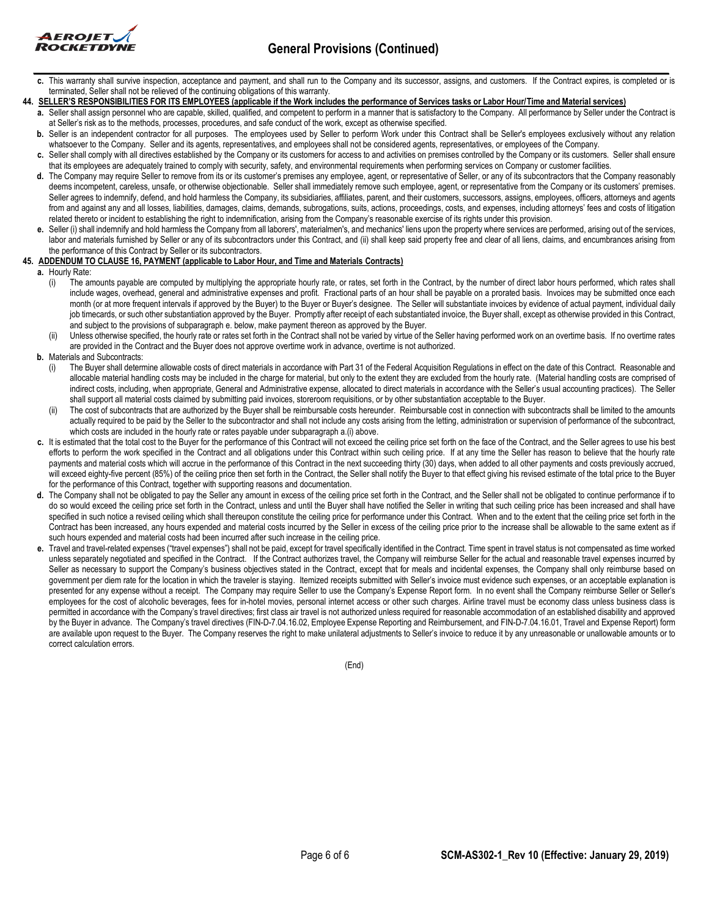**c.** This warranty shall survive inspection, acceptance and payment, and shall run to the Company and its successor, assigns, and customers. If the Contract expires, is completed or is terminated, Seller shall not be relieved of the continuing obligations of this warranty.

**44. SELLER'S RESPONSIBILITIES FOR ITS EMPLOYEES (applicable if the Work includes the performance of Services tasks or Labor Hour/Time and Material services)**

**a.** Seller shall assign personnel who are capable, skilled, qualified, and competent to perform in a manner that is satisfactory to the Company. All performance by Seller under the Contract is at Seller's risk as to the methods, processes, procedures, and safe conduct of the work, except as otherwise specified.

**b.** Seller is an independent contractor for all purposes. The employees used by Seller to perform Work under this Contract shall be Seller's employees exclusively without any relation whatsoever to the Company. Seller and its agents, representatives, and employees shall not be considered agents, representatives, or employees of the Company.

**c.** Seller shall comply with all directives established by the Company or its customers for access to and activities on premises controlled by the Company or its customers. Seller shall ensure that its employees are adequately trained to comply with security, safety, and environmental requirements when performing services on Company or customer facilities.

**d.** The Company may require Seller to remove from its or its customer's premises any employee, agent, or representative of Seller, or any of its subcontractors that the Company reasonably deems incompetent, careless, unsafe, or otherwise objectionable. Seller shall immediately remove such employee, agent, or representative from the Company or its customers' premises. Seller agrees to indemnify, defend, and hold harmless the Company, its subsidiaries, affiliates, parent, and their customers, successors, assigns, employees, officers, attorneys and agents from and against any and all losses, liabilities, damages, claims, demands, subrogations, suits, actions, proceedings, costs, and expenses, including attorneys' fees and costs of litigation related thereto or incident to establishing the right to indemnification, arising from the Company's reasonable exercise of its rights under this provision.

**e.** Seller (i) shall indemnify and hold harmless the Company from all laborers', materialmen's, and mechanics' liens upon the property where services are performed, arising out of the services, labor and materials furnished by Seller or any of its subcontractors under this Contract, and (ii) shall keep said property free and clear of all liens, claims, and encumbrances arising from the performance of this Contract by Seller or its subcontractors.

**45. ADDENDUM TO CLAUSE 16, PAYMENT (applicable to Labor Hour, and Time and Materials Contracts)**

**a.** Hourly Rate:

(i) The amounts payable are computed by multiplying the appropriate hourly rate, or rates, set forth in the Contract, by the number of direct labor hours performed, which rates shall include wages, overhead, general and administrative expenses and profit. Fractional parts of an hour shall be payable on a prorated basis. Invoices may be submitted once each month (or at more frequent intervals if approved by the Buyer) to the Buyer or Buyer's designee. The Seller will substantiate invoices by evidence of actual payment, individual daily job timecards, or such other substantiation approved by the Buyer. Promptly after receipt of each substantiated invoice, the Buyer shall, except as otherwise provided in this Contract, and subject to the provisions of subparagraph e. below, make payment thereon as approved by the Buyer.

(ii) Unless otherwise specified, the hourly rate or rates set forth in the Contract shall not be varied by virtue of the Seller having performed work on an overtime basis. If no overtime rates are provided in the Contract and the Buyer does not approve overtime work in advance, overtime is not authorized.

**b.** Materials and Subcontracts:

(i) The Buyer shall determine allowable costs of direct materials in accordance with Part 31 of the Federal Acquisition Regulations in effect on the date of this Contract. Reasonable and allocable material handling costs may be included in the charge for material, but only to the extent they are excluded from the hourly rate. (Material handling costs are comprised of indirect costs, including, when appropriate, General and Administrative expense, allocated to direct materials in accordance with the Seller's usual accounting practices). The Seller shall support all material costs claimed by submitting paid invoices, storeroom requisitions, or by other substantiation acceptable to the Buyer.

(ii) The cost of subcontracts that are authorized by the Buyer shall be reimbursable costs hereunder. Reimbursable cost in connection with subcontracts shall be limited to the amounts actually required to be paid by the Seller to the subcontractor and shall not include any costs arising from the letting, administration or supervision of performance of the subcontract, which costs are included in the hourly rate or rates payable under subparagraph a.(i) above.

**c.** It is estimated that the total cost to the Buyer for the performance of this Contract will not exceed the ceiling price set forth on the face of the Contract, and the Seller agrees to use his best efforts to perform the work specified in the Contract and all obligations under this Contract within such ceiling price. If at any time the Seller has reason to believe that the hourly rate payments and material costs which will accrue in the performance of this Contract in the next succeeding thirty (30) days, when added to all other payments and costs previously accrued, will exceed eighty-five percent (85%) of the ceiling price then set forth in the Contract, the Seller shall notify the Buyer to that effect giving his revised estimate of the total price to the Buyer for the performance of this Contract, together with supporting reasons and documentation.

**d.** The Company shall not be obligated to pay the Seller any amount in excess of the ceiling price set forth in the Contract, and the Seller shall not be obligated to continue performance if to do so would exceed the ceiling price set forth in the Contract, unless and until the Buyer shall have notified the Seller in writing that such ceiling price has been increased and shall have specified in such notice a revised ceiling which shall thereupon constitute the ceiling price for performance under this Contract. When and to the extent that the ceiling price set forth in the Contract has been increased, any hours expended and material costs incurred by the Seller in excess of the ceiling price prior to the increase shall be allowable to the same extent as if such hours expended and material costs had been incurred after such increase in the ceiling price.

**e.** Travel and travel-related expenses ("travel expenses") shall not be paid, except for travel specifically identified in the Contract. Time spent in travel status is not compensated as time worked unless separately negotiated and specified in the Contract. If the Contract authorizes travel, the Company will reimburse Seller for the actual and reasonable travel expenses incurred by Seller as necessary to support the Company's business objectives stated in the Contract, except that for meals and incidental expenses, the Company shall only reimburse based on government per diem rate for the location in which the traveler is staying. Itemized receipts submitted with Seller's invoice must evidence such expenses, or an acceptable explanation is presented for any expense without a receipt. The Company may require Seller to use the Company's Expense Report form. In no event shall the Company reimburse Seller or Seller's employees for the cost of alcoholic beverages, fees for in-hotel movies, personal internet access or other such charges. Airline travel must be economy class unless business class is permitted in accordance with the Company's travel directives; first class air travel is not authorized unless required for reasonable accommodation of an established disability and approved by the Buyer in advance. The Company's travel directives (FIN-D-7.04.16.02, Employee Expense Reporting and Reimbursement, and FIN-D-7.04.16.01, Travel and Expense Report) form are available upon request to the Buyer. The Company reserves the right to make unilateral adjustments to Seller's invoice to reduce it by any unreasonable or unallowable amounts or to correct calculation errors.

(End)